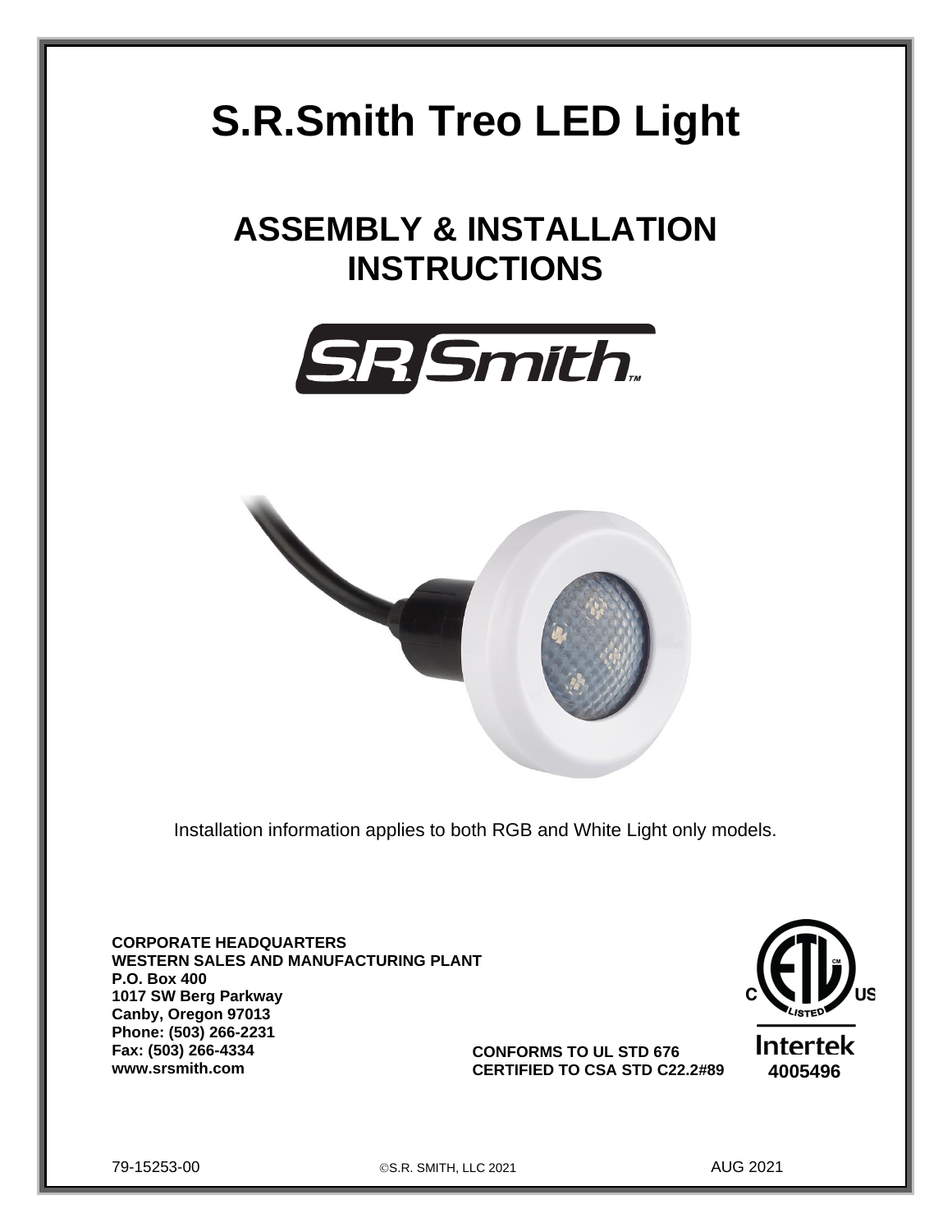# S.R.Smith Treo LED Light

## ASSEMBLY & INSTALLATION INSTRUCTIONS

Installation information applies to both RGB and White Light only models.

**CORPORATE HEADQUARTERS**
**WESTERN SALES AND MANUFACTURING PLANT**
**P.O. Box 400**
**1017 SW Berg Parkway**
**Canby, Oregon 97013**
**Phone: (503) 266-2231**
**Fax: (503) 266-4334**
**www.srsmith.com**

**CONFORMS TO UL STD 676**
**CERTIFIED TO CSA STD C22.2#89**

Intertek
**4005496**

79-15253-00 ©S.R. SMITH, LLC 2021 AUG 2021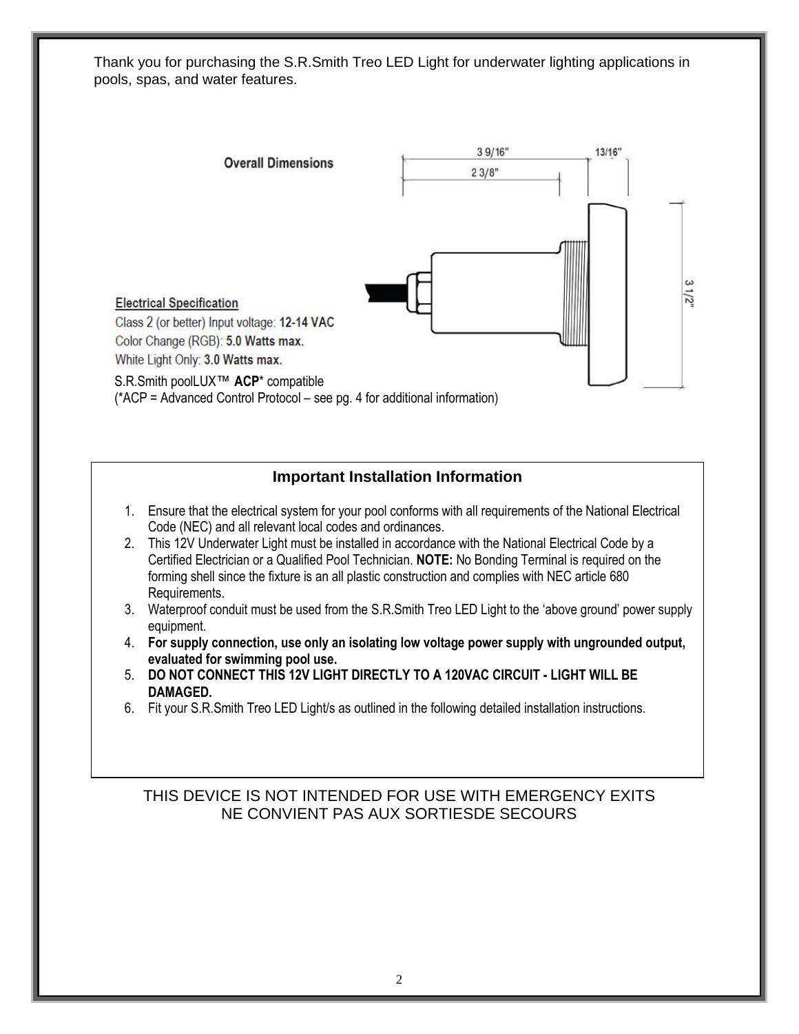Thank you for purchasing the S.R.Smith Treo LED Light for underwater lighting applications in pools, spas, and water features.

**Overall Dimensions**

3 9/16" 13/16"

2 3/8"

3 1/2"

**Electrical Specification**

Class 2 (or better) Input voltage: **12-14 VAC**

Color Change (RGB): **5.0 Watts max.**

White Light Only: **3.0 Watts max.**

S.R.Smith poolLUX™ **ACP*** compatible
(*ACP = Advanced Control Protocol – see pg. 4 for additional information)

## Important Installation Information

1. Ensure that the electrical system for your pool conforms with all requirements of the National Electrical Code (NEC) and all relevant local codes and ordinances.
2. This 12V Underwater Light must be installed in accordance with the National Electrical Code by a Certified Electrician or a Qualified Pool Technician. **NOTE:** No Bonding Terminal is required on the forming shell since the fixture is an all plastic construction and complies with NEC article 680 Requirements.
3. Waterproof conduit must be used from the S.R.Smith Treo LED Light to the 'above ground' power supply equipment.
4. **For supply connection, use only an isolating low voltage power supply with ungrounded output, evaluated for swimming pool use.**
5. **DO NOT CONNECT THIS 12V LIGHT DIRECTLY TO A 120VAC CIRCUIT - LIGHT WILL BE DAMAGED.**
6. Fit your S.R.Smith Treo LED Light/s as outlined in the following detailed installation instructions.

THIS DEVICE IS NOT INTENDED FOR USE WITH EMERGENCY EXITS
NE CONVIENT PAS AUX SORTIESDE SECOURS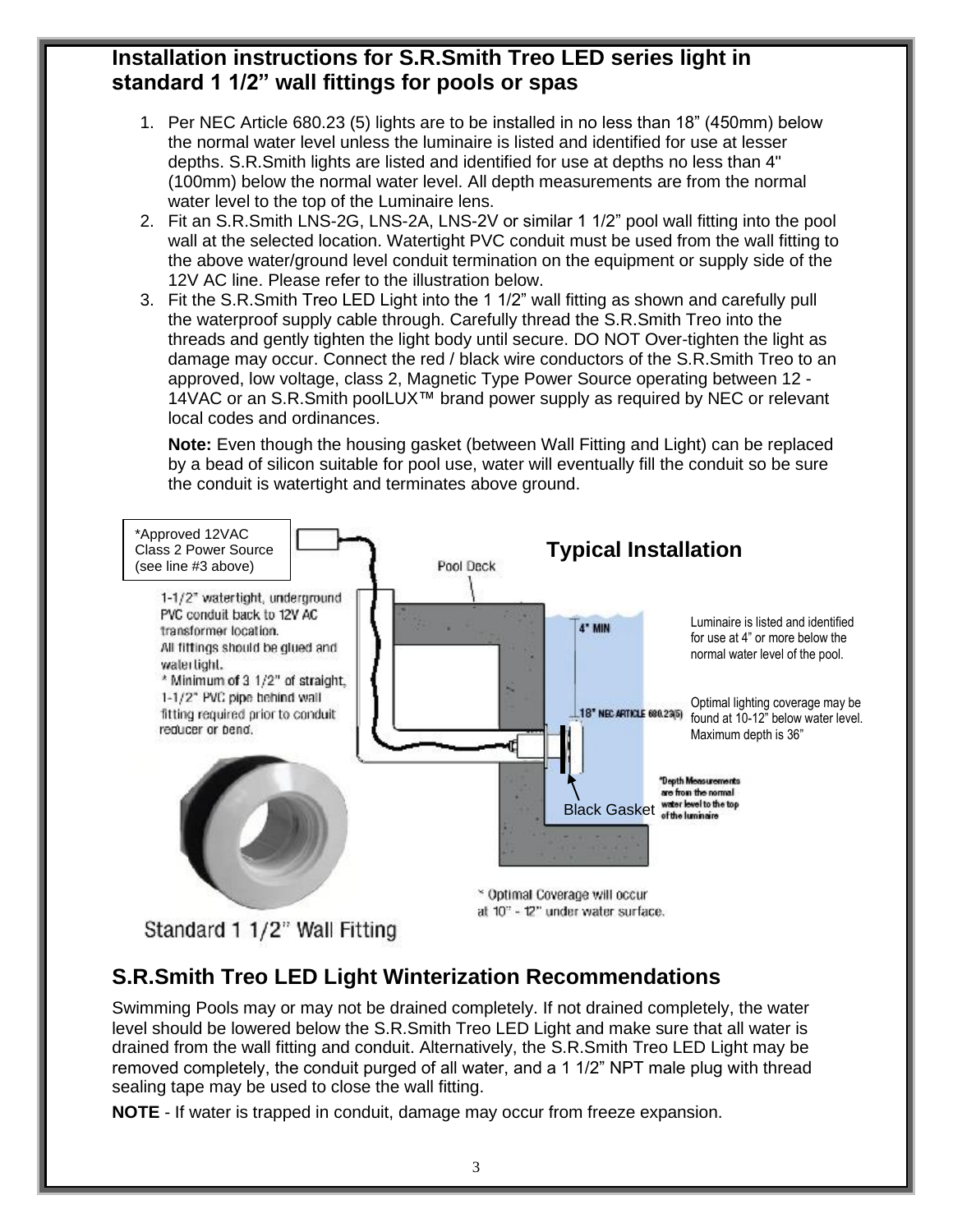## Installation instructions for S.R.Smith Treo LED series light in standard 1 1/2" wall fittings for pools or spas

1. Per NEC Article 680.23 (5) lights are to be installed in no less than 18" (450mm) below the normal water level unless the luminaire is listed and identified for use at lesser depths. S.R.Smith lights are listed and identified for use at depths no less than 4" (100mm) below the normal water level. All depth measurements are from the normal water level to the top of the Luminaire lens.
2. Fit an S.R.Smith LNS-2G, LNS-2A, LNS-2V or similar 1 1/2" pool wall fitting into the pool wall at the selected location. Watertight PVC conduit must be used from the wall fitting to the above water/ground level conduit termination on the equipment or supply side of the 12V AC line. Please refer to the illustration below.
3. Fit the S.R.Smith Treo LED Light into the 1 1/2" wall fitting as shown and carefully pull the waterproof supply cable through. Carefully thread the S.R.Smith Treo into the threads and gently tighten the light body until secure. DO NOT Over-tighten the light as damage may occur. Connect the red / black wire conductors of the S.R.Smith Treo to an approved, low voltage, class 2, Magnetic Type Power Source operating between 12 - 14VAC or an S.R.Smith poolLUX™ brand power supply as required by NEC or relevant local codes and ordinances.

   **Note:** Even though the housing gasket (between Wall Fitting and Light) can be replaced by a bead of silicon suitable for pool use, water will eventually fill the conduit so be sure the conduit is watertight and terminates above ground.

### Typical Installation

*Approved 12VAC Class 2 Power Source (see line #3 above)

Pool Deck

1-1/2" watertight, underground PVC conduit back to 12V AC transformer location.
All fittings should be glued and watertight.
* Minimum of 3 1/2" of straight, 1-1/2" PVC pipe behind wall fitting required prior to conduit reducer or bend.

4" MIN

18" NEC ARTICLE 680.23(5)

Luminaire is listed and identified for use at 4" or more below the normal water level of the pool.

Optimal lighting coverage may be found at 10-12" below water level. Maximum depth is 36"

*Depth Measurements are from the normal water level to the top of the luminaire

Black Gasket

* Optimal Coverage will occur at 10" - 12" under water surface.

Standard 1 1/2" Wall Fitting

## S.R.Smith Treo LED Light Winterization Recommendations

Swimming Pools may or may not be drained completely. If not drained completely, the water level should be lowered below the S.R.Smith Treo LED Light and make sure that all water is drained from the wall fitting and conduit. Alternatively, the S.R.Smith Treo LED Light may be removed completely, the conduit purged of all water, and a 1 1/2" NPT male plug with thread sealing tape may be used to close the wall fitting.

**NOTE** - If water is trapped in conduit, damage may occur from freeze expansion.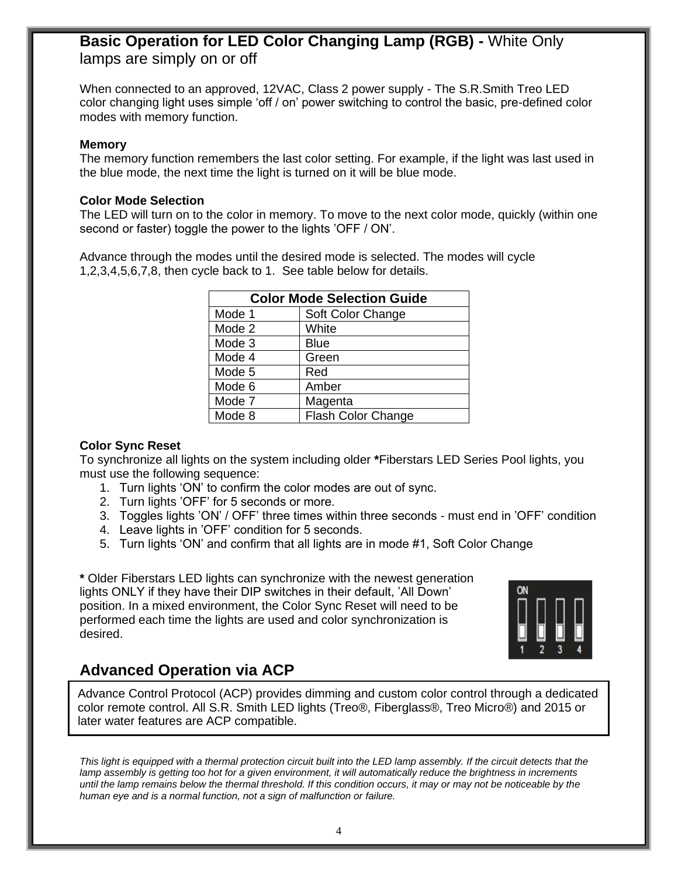## **Basic Operation for LED Color Changing Lamp (RGB) -** White Only lamps are simply on or off

When connected to an approved, 12VAC, Class 2 power supply - The S.R.Smith Treo LED color changing light uses simple 'off / on' power switching to control the basic, pre-defined color modes with memory function.

**Memory**

The memory function remembers the last color setting. For example, if the light was last used in the blue mode, the next time the light is turned on it will be blue mode.

**Color Mode Selection**

The LED will turn on to the color in memory. To move to the next color mode, quickly (within one second or faster) toggle the power to the lights 'OFF / ON'.

Advance through the modes until the desired mode is selected. The modes will cycle 1,2,3,4,5,6,7,8, then cycle back to 1. See table below for details.

| Color Mode Selection Guide | |
|---|---|
| Mode 1 | Soft Color Change |
| Mode 2 | White |
| Mode 3 | Blue |
| Mode 4 | Green |
| Mode 5 | Red |
| Mode 6 | Amber |
| Mode 7 | Magenta |
| Mode 8 | Flash Color Change |

**Color Sync Reset**

To synchronize all lights on the system including older ***Fiberstars LED Series Pool lights, you must use the following sequence:

1. Turn lights 'ON' to confirm the color modes are out of sync.
2. Turn lights 'OFF' for 5 seconds or more.
3. Toggles lights 'ON' / OFF' three times within three seconds - must end in 'OFF' condition
4. Leave lights in 'OFF' condition for 5 seconds.
5. Turn lights 'ON' and confirm that all lights are in mode #1, Soft Color Change

**\*** Older Fiberstars LED lights can synchronize with the newest generation lights ONLY if they have their DIP switches in their default, 'All Down' position. In a mixed environment, the Color Sync Reset will need to be performed each time the lights are used and color synchronization is desired.

ON
1 2 3 4

## Advanced Operation via ACP

Advance Control Protocol (ACP) provides dimming and custom color control through a dedicated color remote control. All S.R. Smith LED lights (Treo®, Fiberglass®, Treo Micro®) and 2015 or later water features are ACP compatible.

*This light is equipped with a thermal protection circuit built into the LED lamp assembly. If the circuit detects that the lamp assembly is getting too hot for a given environment, it will automatically reduce the brightness in increments until the lamp remains below the thermal threshold. If this condition occurs, it may or may not be noticeable by the human eye and is a normal function, not a sign of malfunction or failure.*